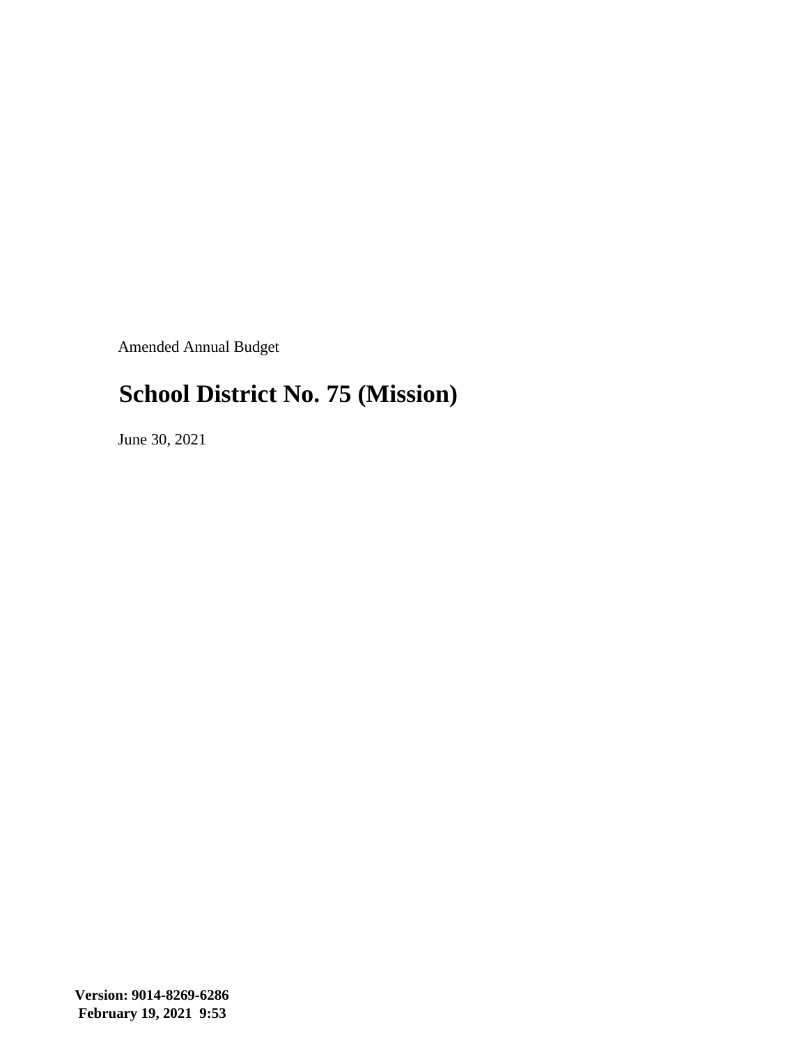Amended Annual Budget

# School District No. 75 (Mission)

June 30, 2021

**Version: 9014-8269-6286**
**February 19, 2021 9:53**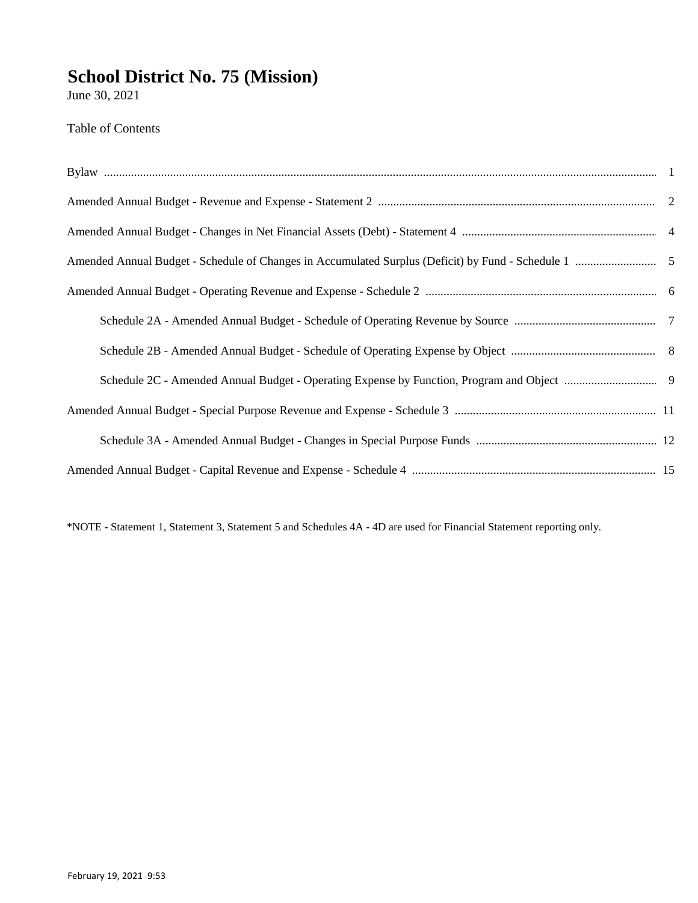# School District No. 75 (Mission)

June 30, 2021

Table of Contents

| | |
|---|---|
| Bylaw | 1 |
| Amended Annual Budget - Revenue and Expense - Statement 2 | 2 |
| Amended Annual Budget - Changes in Net Financial Assets (Debt) - Statement 4 | 4 |
| Amended Annual Budget - Schedule of Changes in Accumulated Surplus (Deficit) by Fund - Schedule 1 | 5 |
| Amended Annual Budget - Operating Revenue and Expense - Schedule 2 | 6 |
| Schedule 2A - Amended Annual Budget - Schedule of Operating Revenue by Source | 7 |
| Schedule 2B - Amended Annual Budget - Schedule of Operating Expense by Object | 8 |
| Schedule 2C - Amended Annual Budget - Operating Expense by Function, Program and Object | 9 |
| Amended Annual Budget - Special Purpose Revenue and Expense - Schedule 3 | 11 |
| Schedule 3A - Amended Annual Budget - Changes in Special Purpose Funds | 12 |
| Amended Annual Budget - Capital Revenue and Expense - Schedule 4 | 15 |

*NOTE - Statement 1, Statement 3, Statement 5 and Schedules 4A - 4D are used for Financial Statement reporting only.

February 19, 2021 9:53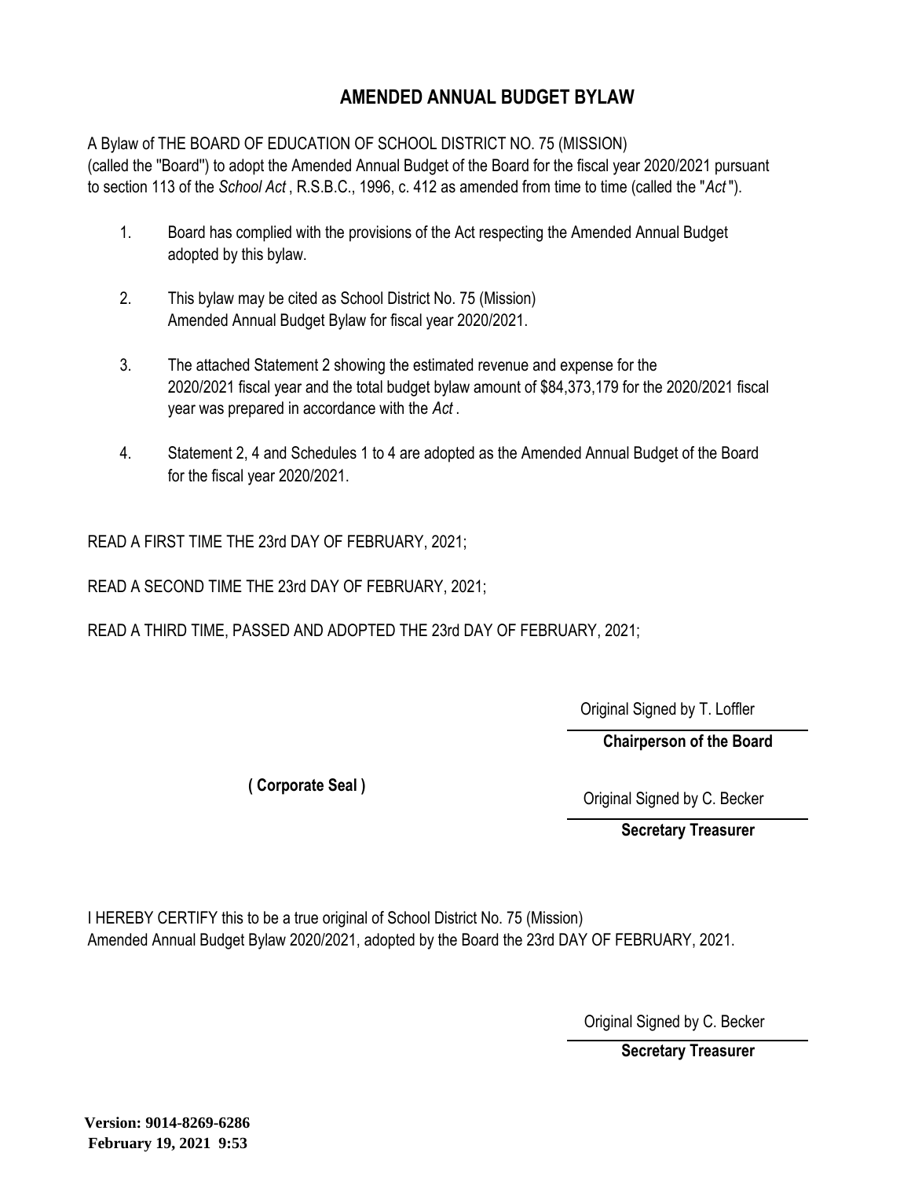# AMENDED ANNUAL BUDGET BYLAW

A Bylaw of THE BOARD OF EDUCATION OF SCHOOL DISTRICT NO. 75 (MISSION) (called the "Board") to adopt the Amended Annual Budget of the Board for the fiscal year 2020/2021 pursuant to section 113 of the *School Act* , R.S.B.C., 1996, c. 412 as amended from time to time (called the "*Act* ").

1. Board has complied with the provisions of the Act respecting the Amended Annual Budget adopted by this bylaw.

2. This bylaw may be cited as School District No. 75 (Mission) Amended Annual Budget Bylaw for fiscal year 2020/2021.

3. The attached Statement 2 showing the estimated revenue and expense for the 2020/2021 fiscal year and the total budget bylaw amount of $84,373,179 for the 2020/2021 fiscal year was prepared in accordance with the *Act* .

4. Statement 2, 4 and Schedules 1 to 4 are adopted as the Amended Annual Budget of the Board for the fiscal year 2020/2021.

READ A FIRST TIME THE 23rd DAY OF FEBRUARY, 2021;

READ A SECOND TIME THE 23rd DAY OF FEBRUARY, 2021;

READ A THIRD TIME, PASSED AND ADOPTED THE 23rd DAY OF FEBRUARY, 2021;

Original Signed by T. Loffler

**Chairperson of the Board**

**( Corporate Seal )**

Original Signed by C. Becker

**Secretary Treasurer**

I HEREBY CERTIFY this to be a true original of School District No. 75 (Mission) Amended Annual Budget Bylaw 2020/2021, adopted by the Board the 23rd DAY OF FEBRUARY, 2021.

Original Signed by C. Becker

**Secretary Treasurer**

**Version: 9014-8269-6286**
**February 19, 2021 9:53**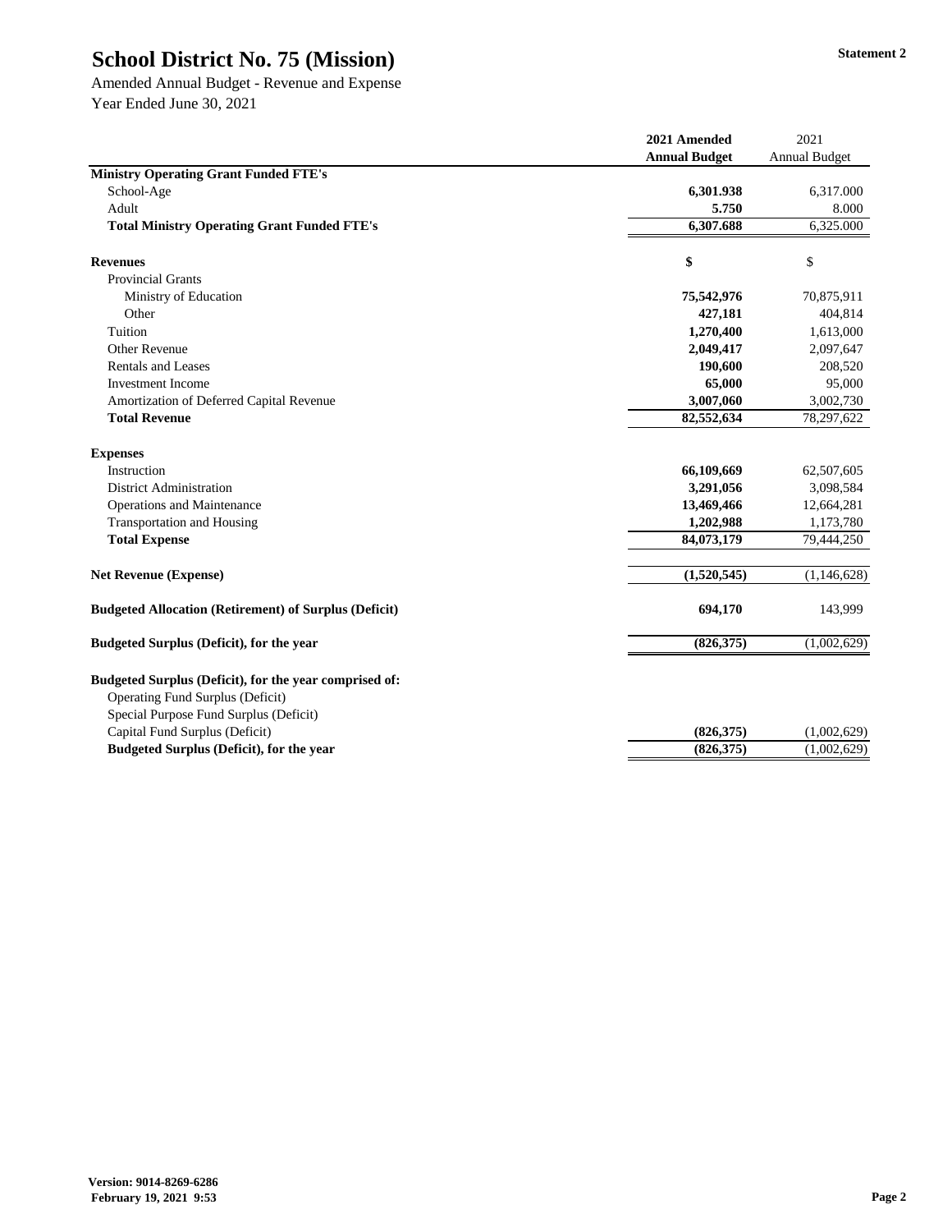# School District No. 75 (Mission)

**Statement 2**

Amended Annual Budget - Revenue and Expense

Year Ended June 30, 2021

| | 2021 Amended Annual Budget | 2021 Annual Budget |
|---|---|---|
| **Ministry Operating Grant Funded FTE's** | | |
| School-Age | **6,301.938** | 6,317.000 |
| Adult | **5.750** | 8.000 |
| **Total Ministry Operating Grant Funded FTE's** | **6,307.688** | 6,325.000 |
| | | |
| **Revenues** | **$** | $ |
| Provincial Grants | | |
| Ministry of Education | **75,542,976** | 70,875,911 |
| Other | **427,181** | 404,814 |
| Tuition | **1,270,400** | 1,613,000 |
| Other Revenue | **2,049,417** | 2,097,647 |
| Rentals and Leases | **190,600** | 208,520 |
| Investment Income | **65,000** | 95,000 |
| Amortization of Deferred Capital Revenue | **3,007,060** | 3,002,730 |
| **Total Revenue** | **82,552,634** | 78,297,622 |
| | | |
| **Expenses** | | |
| Instruction | **66,109,669** | 62,507,605 |
| District Administration | **3,291,056** | 3,098,584 |
| Operations and Maintenance | **13,469,466** | 12,664,281 |
| Transportation and Housing | **1,202,988** | 1,173,780 |
| **Total Expense** | **84,073,179** | 79,444,250 |
| | | |
| **Net Revenue (Expense)** | **(1,520,545)** | (1,146,628) |
| | | |
| **Budgeted Allocation (Retirement) of Surplus (Deficit)** | **694,170** | 143,999 |
| | | |
| **Budgeted Surplus (Deficit), for the year** | **(826,375)** | (1,002,629) |
| | | |
| **Budgeted Surplus (Deficit), for the year comprised of:** | | |
| Operating Fund Surplus (Deficit) | | |
| Special Purpose Fund Surplus (Deficit) | | |
| Capital Fund Surplus (Deficit) | **(826,375)** | (1,002,629) |
| **Budgeted Surplus (Deficit), for the year** | **(826,375)** | (1,002,629) |

**Version: 9014-8269-6286**
**February 19, 2021 9:53**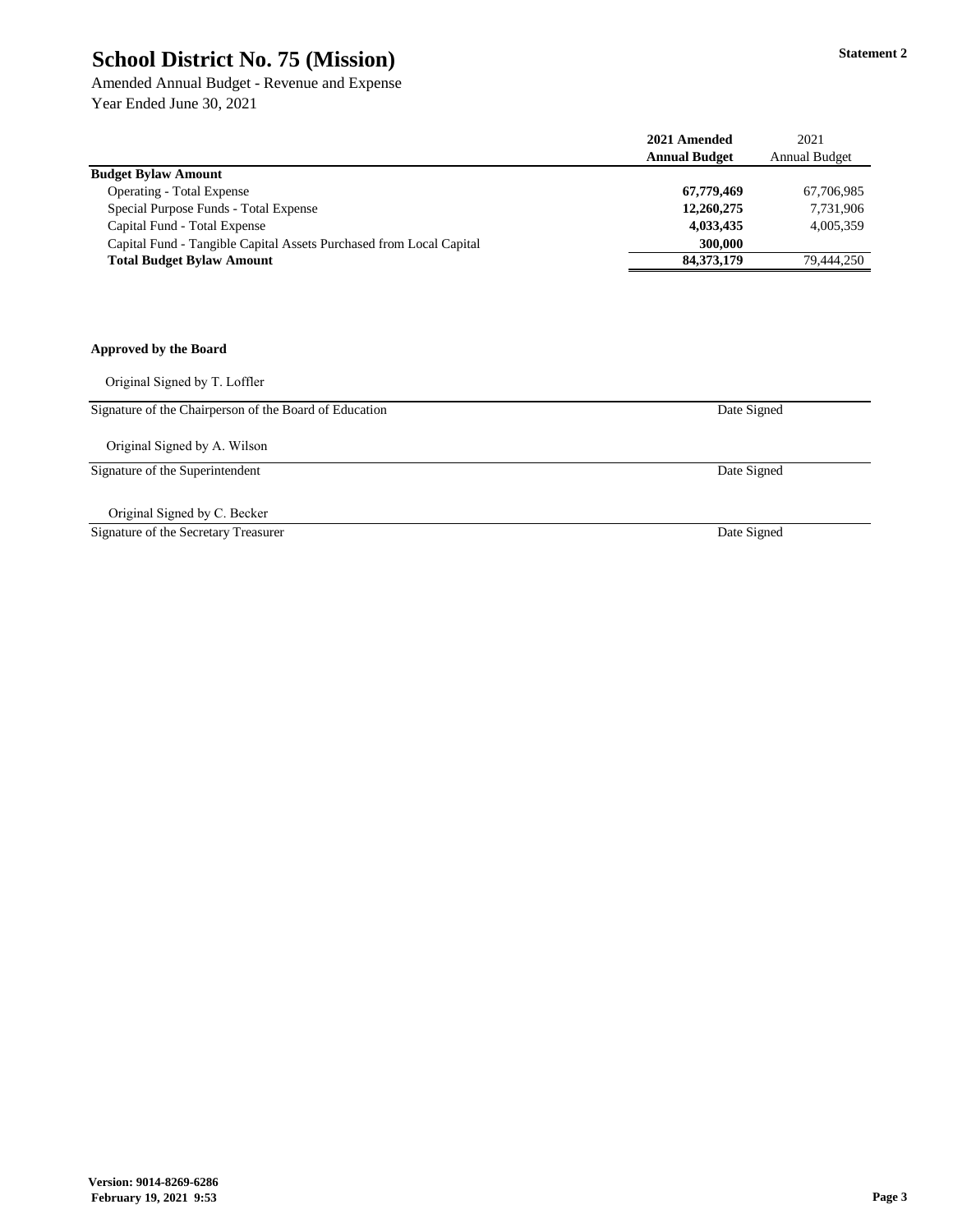# School District No. 75 (Mission)

Statement 2

Amended Annual Budget - Revenue and Expense
Year Ended June 30, 2021

| | 2021 Amended Annual Budget | 2021 Annual Budget |
|---|---|---|
| **Budget Bylaw Amount** | | |
| Operating - Total Expense | **67,779,469** | 67,706,985 |
| Special Purpose Funds - Total Expense | **12,260,275** | 7,731,906 |
| Capital Fund - Total Expense | **4,033,435** | 4,005,359 |
| Capital Fund - Tangible Capital Assets Purchased from Local Capital | **300,000** | |
| **Total Budget Bylaw Amount** | **84,373,179** | 79,444,250 |

**Approved by the Board**

Original Signed by T. Loffler

Signature of the Chairperson of the Board of Education — Date Signed

Original Signed by A. Wilson

Signature of the Superintendent — Date Signed

Original Signed by C. Becker

Signature of the Secretary Treasurer — Date Signed

**Version: 9014-8269-6286**
**February 19, 2021 9:53**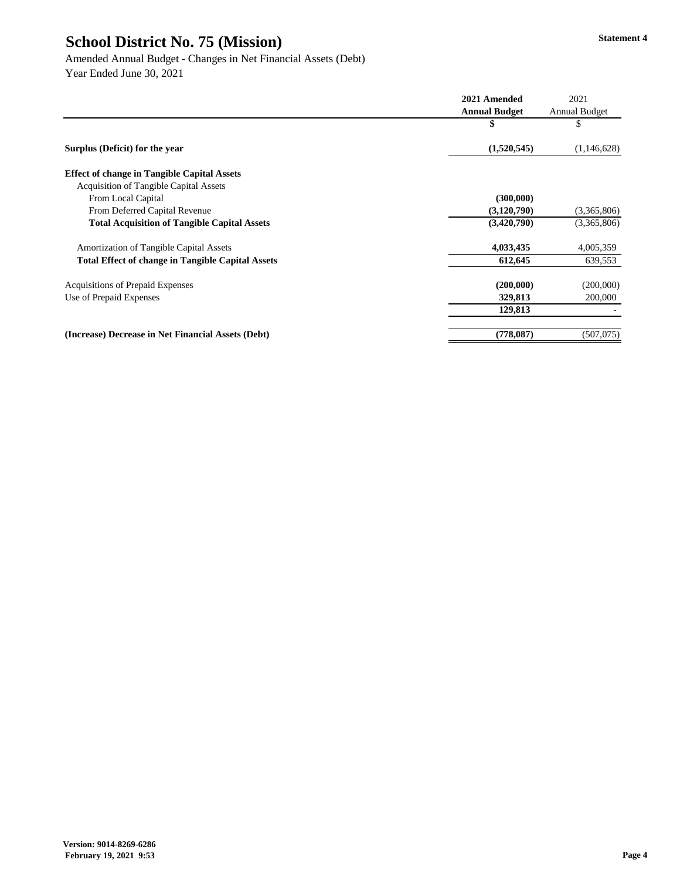# School District No. 75 (Mission)

**Statement 4**

Amended Annual Budget - Changes in Net Financial Assets (Debt)

Year Ended June 30, 2021

| | 2021 Amended Annual Budget | 2021 Annual Budget |
|---|---|---|
| | $ | $ |
| **Surplus (Deficit) for the year** | **(1,520,545)** | (1,146,628) |
| **Effect of change in Tangible Capital Assets** | | |
| Acquisition of Tangible Capital Assets | | |
| From Local Capital | **(300,000)** | |
| From Deferred Capital Revenue | **(3,120,790)** | (3,365,806) |
| **Total Acquisition of Tangible Capital Assets** | **(3,420,790)** | (3,365,806) |
| Amortization of Tangible Capital Assets | **4,033,435** | 4,005,359 |
| **Total Effect of change in Tangible Capital Assets** | **612,645** | 639,553 |
| Acquisitions of Prepaid Expenses | **(200,000)** | (200,000) |
| Use of Prepaid Expenses | **329,813** | 200,000 |
| | **129,813** | - |
| **(Increase) Decrease in Net Financial Assets (Debt)** | **(778,087)** | (507,075) |

**Version: 9014-8269-6286**
**February 19, 2021 9:53**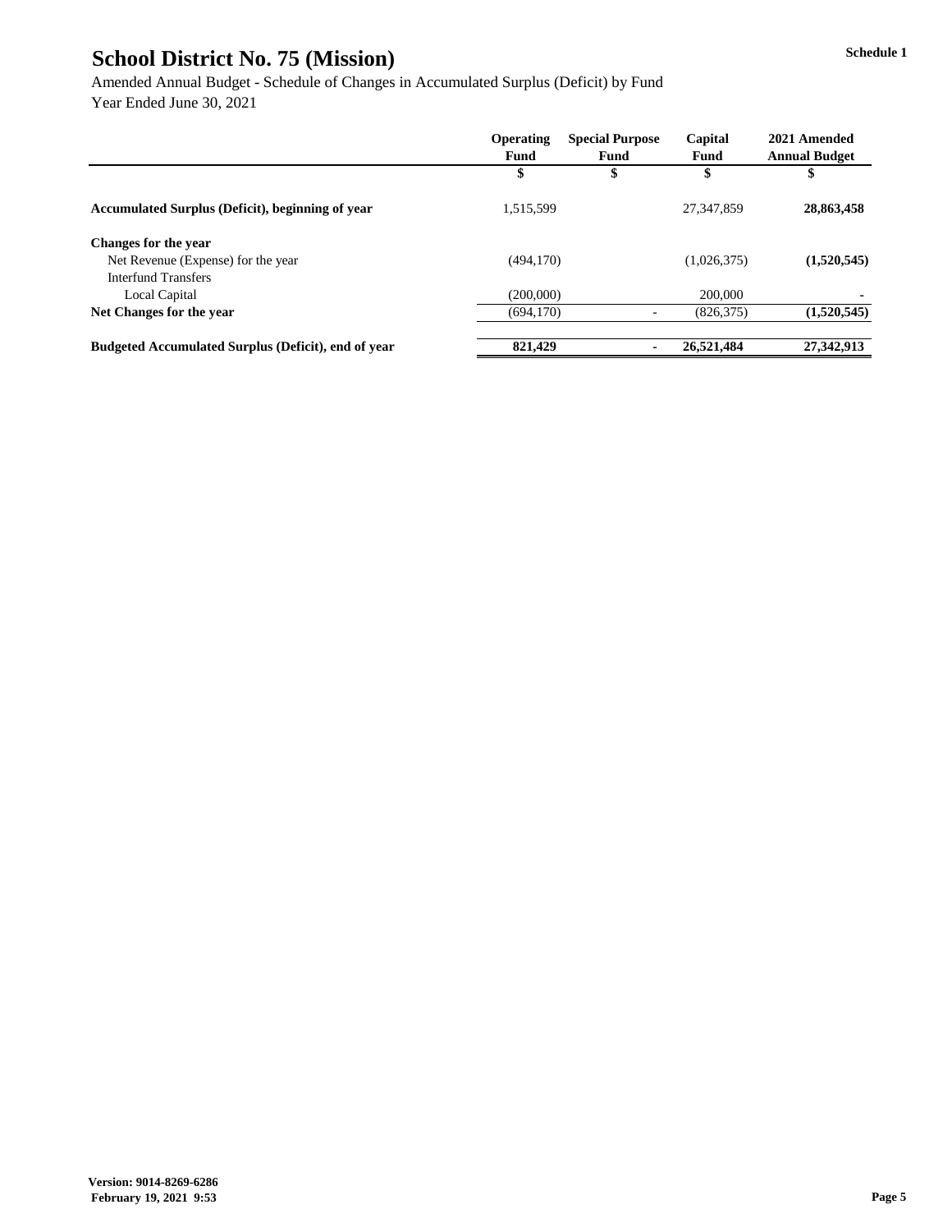# School District No. 75 (Mission)

Schedule 1

Amended Annual Budget - Schedule of Changes in Accumulated Surplus (Deficit) by Fund

Year Ended June 30, 2021

| | Operating Fund | Special Purpose Fund | Capital Fund | 2021 Amended Annual Budget |
|---|---|---|---|---|
| | $ | $ | $ | $ |
| **Accumulated Surplus (Deficit), beginning of year** | 1,515,599 | | 27,347,859 | **28,863,458** |
| **Changes for the year** | | | | |
| Net Revenue (Expense) for the year | (494,170) | | (1,026,375) | **(1,520,545)** |
| Interfund Transfers | | | | |
| Local Capital | (200,000) | | 200,000 | **-** |
| **Net Changes for the year** | (694,170) | - | (826,375) | **(1,520,545)** |
| **Budgeted Accumulated Surplus (Deficit), end of year** | **821,429** | **-** | **26,521,484** | **27,342,913** |

**Version: 9014-8269-6286**
**February 19, 2021 9:53**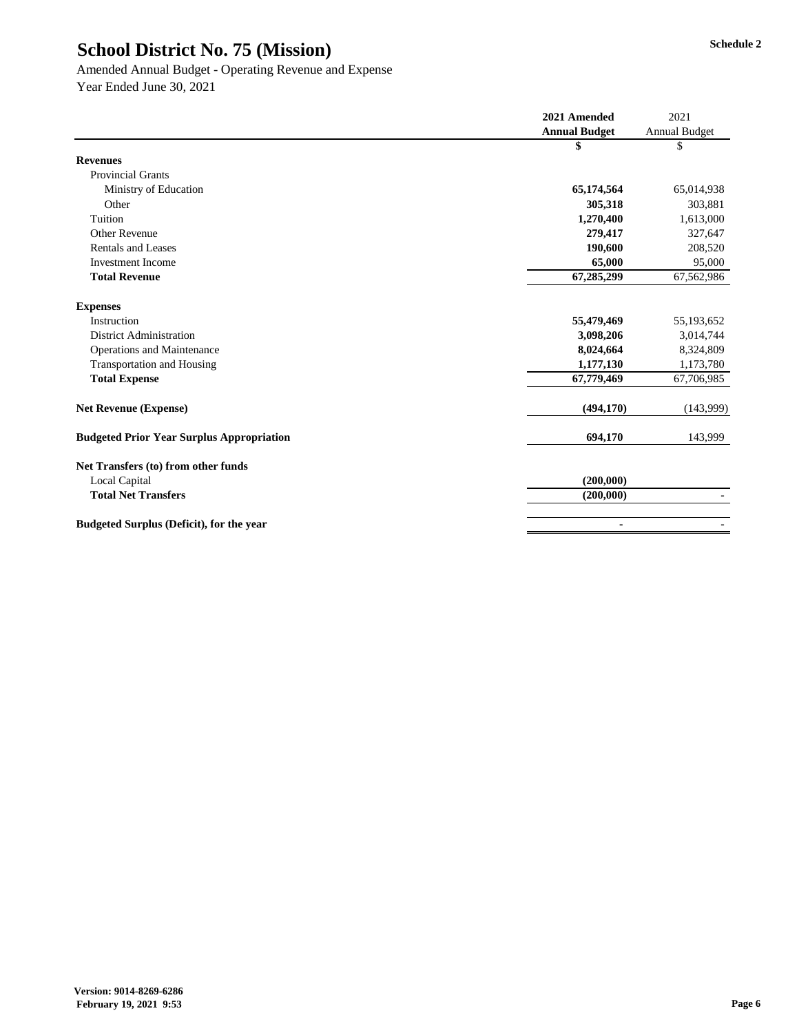# School District No. 75 (Mission)

Schedule 2

Amended Annual Budget - Operating Revenue and Expense
Year Ended June 30, 2021

| | **2021 Amended Annual Budget** | 2021 Annual Budget |
|---|---|---|
| | **$** | $ |
| **Revenues** | | |
| Provincial Grants | | |
| Ministry of Education | **65,174,564** | 65,014,938 |
| Other | **305,318** | 303,881 |
| Tuition | **1,270,400** | 1,613,000 |
| Other Revenue | **279,417** | 327,647 |
| Rentals and Leases | **190,600** | 208,520 |
| Investment Income | **65,000** | 95,000 |
| **Total Revenue** | **67,285,299** | 67,562,986 |
| **Expenses** | | |
| Instruction | **55,479,469** | 55,193,652 |
| District Administration | **3,098,206** | 3,014,744 |
| Operations and Maintenance | **8,024,664** | 8,324,809 |
| Transportation and Housing | **1,177,130** | 1,173,780 |
| **Total Expense** | **67,779,469** | 67,706,985 |
| **Net Revenue (Expense)** | **(494,170)** | (143,999) |
| **Budgeted Prior Year Surplus Appropriation** | **694,170** | 143,999 |
| **Net Transfers (to) from other funds** | | |
| Local Capital | **(200,000)** | |
| **Total Net Transfers** | **(200,000)** | - |
| **Budgeted Surplus (Deficit), for the year** | **-** | - |

**Version: 9014-8269-6286**
**February 19, 2021 9:53**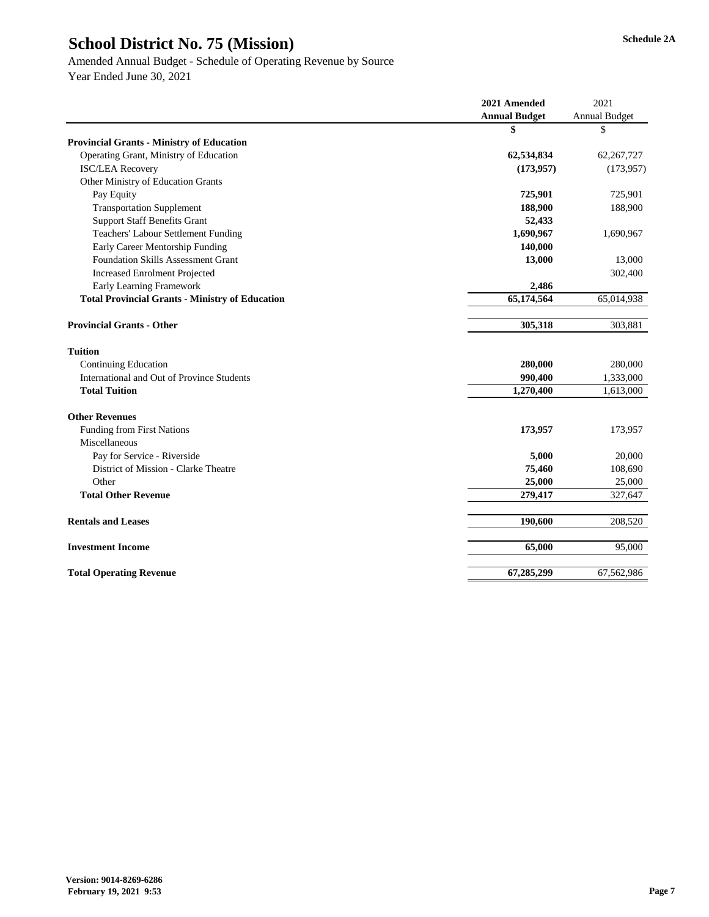# School District No. 75 (Mission)

Schedule 2A

Amended Annual Budget - Schedule of Operating Revenue by Source
Year Ended June 30, 2021

| | 2021 Amended Annual Budget | 2021 Annual Budget |
|---|---|---|
| | **$** | $ |
| **Provincial Grants - Ministry of Education** | | |
| Operating Grant, Ministry of Education | **62,534,834** | 62,267,727 |
| ISC/LEA Recovery | **(173,957)** | (173,957) |
| Other Ministry of Education Grants | | |
| Pay Equity | **725,901** | 725,901 |
| Transportation Supplement | **188,900** | 188,900 |
| Support Staff Benefits Grant | **52,433** | |
| Teachers' Labour Settlement Funding | **1,690,967** | 1,690,967 |
| Early Career Mentorship Funding | **140,000** | |
| Foundation Skills Assessment Grant | **13,000** | 13,000 |
| Increased Enrolment Projected | | 302,400 |
| Early Learning Framework | **2,486** | |
| **Total Provincial Grants - Ministry of Education** | **65,174,564** | 65,014,938 |
| | | |
| **Provincial Grants - Other** | **305,318** | 303,881 |
| | | |
| **Tuition** | | |
| Continuing Education | **280,000** | 280,000 |
| International and Out of Province Students | **990,400** | 1,333,000 |
| **Total Tuition** | **1,270,400** | 1,613,000 |
| | | |
| **Other Revenues** | | |
| Funding from First Nations | **173,957** | 173,957 |
| Miscellaneous | | |
| Pay for Service - Riverside | **5,000** | 20,000 |
| District of Mission - Clarke Theatre | **75,460** | 108,690 |
| Other | **25,000** | 25,000 |
| **Total Other Revenue** | **279,417** | 327,647 |
| | | |
| **Rentals and Leases** | **190,600** | 208,520 |
| | | |
| **Investment Income** | **65,000** | 95,000 |
| | | |
| **Total Operating Revenue** | **67,285,299** | 67,562,986 |

**Version: 9014-8269-6286**
**February 19, 2021 9:53**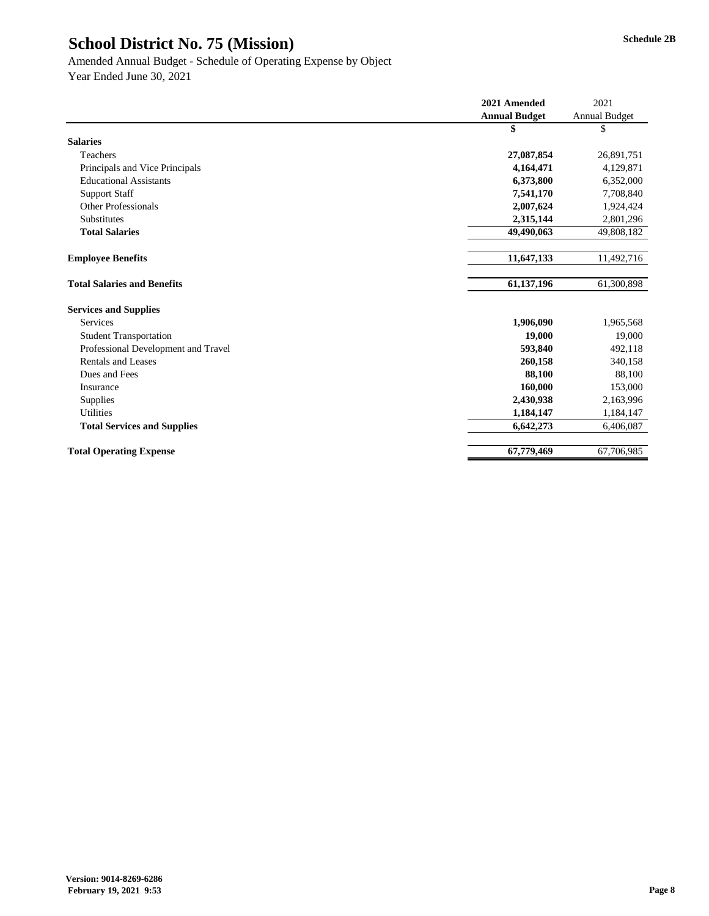# School District No. 75 (Mission)

**Schedule 2B**

Amended Annual Budget - Schedule of Operating Expense by Object

Year Ended June 30, 2021

| | 2021 Amended Annual Budget | 2021 Annual Budget |
|---|---|---|
| | $ | $ |
| **Salaries** | | |
| Teachers | 27,087,854 | 26,891,751 |
| Principals and Vice Principals | 4,164,471 | 4,129,871 |
| Educational Assistants | 6,373,800 | 6,352,000 |
| Support Staff | 7,541,170 | 7,708,840 |
| Other Professionals | 2,007,624 | 1,924,424 |
| Substitutes | 2,315,144 | 2,801,296 |
| **Total Salaries** | 49,490,063 | 49,808,182 |
| | | |
| **Employee Benefits** | 11,647,133 | 11,492,716 |
| | | |
| **Total Salaries and Benefits** | 61,137,196 | 61,300,898 |
| | | |
| **Services and Supplies** | | |
| Services | 1,906,090 | 1,965,568 |
| Student Transportation | 19,000 | 19,000 |
| Professional Development and Travel | 593,840 | 492,118 |
| Rentals and Leases | 260,158 | 340,158 |
| Dues and Fees | 88,100 | 88,100 |
| Insurance | 160,000 | 153,000 |
| Supplies | 2,430,938 | 2,163,996 |
| Utilities | 1,184,147 | 1,184,147 |
| **Total Services and Supplies** | 6,642,273 | 6,406,087 |
| | | |
| **Total Operating Expense** | 67,779,469 | 67,706,985 |

**Version: 9014-8269-6286**
**February 19, 2021 9:53**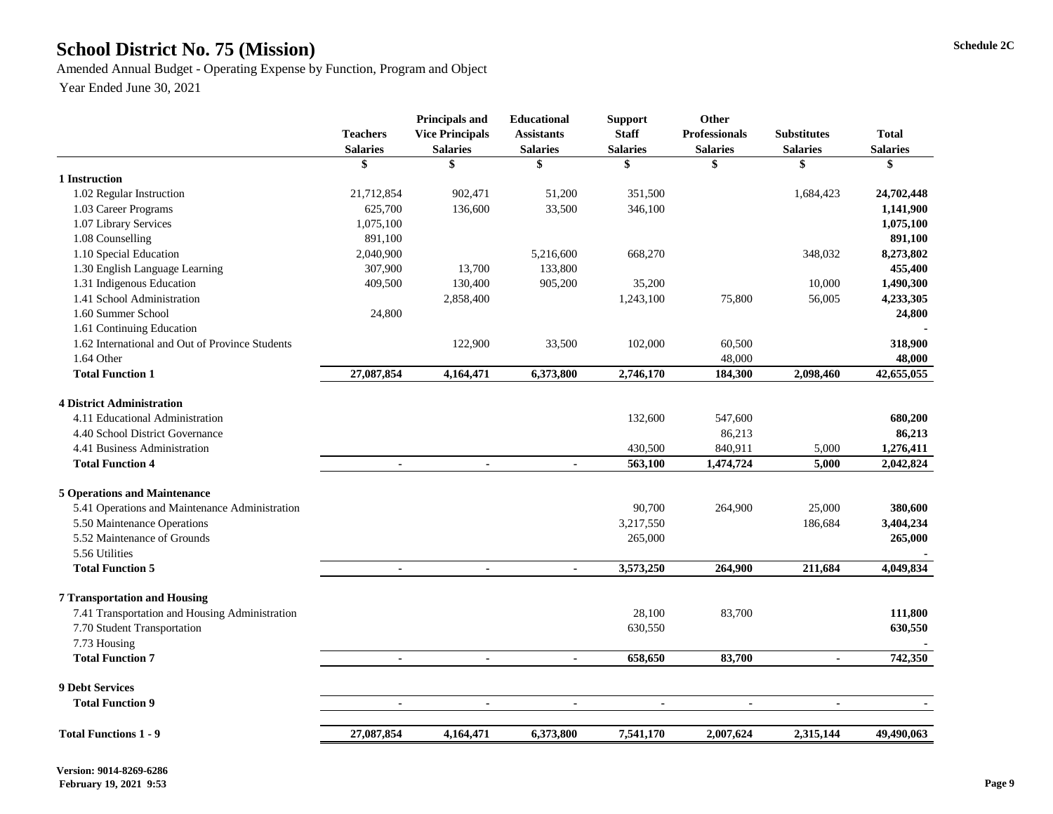# School District No. 75 (Mission)

Schedule 2C

Amended Annual Budget - Operating Expense by Function, Program and Object

Year Ended June 30, 2021

| | Teachers Salaries | Principals and Vice Principals Salaries | Educational Assistants Salaries | Support Staff Salaries | Other Professionals Salaries | Substitutes Salaries | Total Salaries |
|---|---|---|---|---|---|---|---|
| | $ | $ | $ | $ | $ | $ | $ |
| **1 Instruction** | | | | | | | |
| 1.02 Regular Instruction | 21,712,854 | 902,471 | 51,200 | 351,500 | | 1,684,423 | **24,702,448** |
| 1.03 Career Programs | 625,700 | 136,600 | 33,500 | 346,100 | | | **1,141,900** |
| 1.07 Library Services | 1,075,100 | | | | | | **1,075,100** |
| 1.08 Counselling | 891,100 | | | | | | **891,100** |
| 1.10 Special Education | 2,040,900 | | 5,216,600 | 668,270 | | 348,032 | **8,273,802** |
| 1.30 English Language Learning | 307,900 | 13,700 | 133,800 | | | | **455,400** |
| 1.31 Indigenous Education | 409,500 | 130,400 | 905,200 | 35,200 | | 10,000 | **1,490,300** |
| 1.41 School Administration | | 2,858,400 | | 1,243,100 | 75,800 | 56,005 | **4,233,305** |
| 1.60 Summer School | 24,800 | | | | | | **24,800** |
| 1.61 Continuing Education | | | | | | | **-** |
| 1.62 International and Out of Province Students | | 122,900 | 33,500 | 102,000 | 60,500 | | **318,900** |
| 1.64 Other | | | | | 48,000 | | **48,000** |
| **Total Function 1** | **27,087,854** | **4,164,471** | **6,373,800** | **2,746,170** | **184,300** | **2,098,460** | **42,655,055** |
| **4 District Administration** | | | | | | | |
| 4.11 Educational Administration | | | | 132,600 | 547,600 | | **680,200** |
| 4.40 School District Governance | | | | | 86,213 | | **86,213** |
| 4.41 Business Administration | | | | 430,500 | 840,911 | 5,000 | **1,276,411** |
| **Total Function 4** | **-** | **-** | **-** | **563,100** | **1,474,724** | **5,000** | **2,042,824** |
| **5 Operations and Maintenance** | | | | | | | |
| 5.41 Operations and Maintenance Administration | | | | 90,700 | 264,900 | 25,000 | **380,600** |
| 5.50 Maintenance Operations | | | | 3,217,550 | | 186,684 | **3,404,234** |
| 5.52 Maintenance of Grounds | | | | 265,000 | | | **265,000** |
| 5.56 Utilities | | | | | | | **-** |
| **Total Function 5** | **-** | **-** | **-** | **3,573,250** | **264,900** | **211,684** | **4,049,834** |
| **7 Transportation and Housing** | | | | | | | |
| 7.41 Transportation and Housing Administration | | | | 28,100 | 83,700 | | **111,800** |
| 7.70 Student Transportation | | | | 630,550 | | | **630,550** |
| 7.73 Housing | | | | | | | **-** |
| **Total Function 7** | **-** | **-** | **-** | **658,650** | **83,700** | **-** | **742,350** |
| **9 Debt Services** | | | | | | | |
| **Total Function 9** | **-** | **-** | **-** | **-** | **-** | **-** | **-** |
| **Total Functions 1 - 9** | **27,087,854** | **4,164,471** | **6,373,800** | **7,541,170** | **2,007,624** | **2,315,144** | **49,490,063** |

**Version: 9014-8269-6286**
**February 19, 2021 9:53**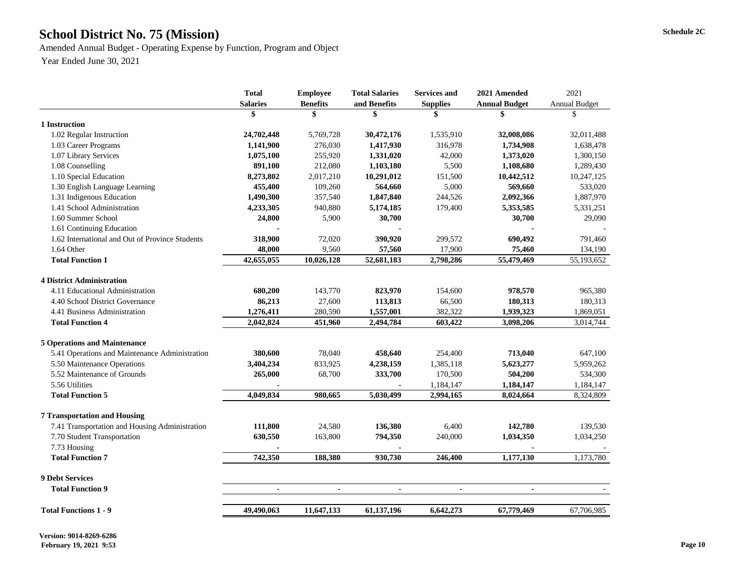# School District No. 75 (Mission)

Schedule 2C

Amended Annual Budget - Operating Expense by Function, Program and Object

Year Ended June 30, 2021

| | Total Salaries | Employee Benefits | Total Salaries and Benefits | Services and Supplies | 2021 Amended Annual Budget | 2021 Annual Budget |
|---|---|---|---|---|---|---|
| | $ | $ | $ | $ | $ | $ |
| **1 Instruction** | | | | | | |
| 1.02 Regular Instruction | **24,702,448** | 5,769,728 | **30,472,176** | 1,535,910 | **32,008,086** | 32,011,488 |
| 1.03 Career Programs | **1,141,900** | 276,030 | **1,417,930** | 316,978 | **1,734,908** | 1,638,478 |
| 1.07 Library Services | **1,075,100** | 255,920 | **1,331,020** | 42,000 | **1,373,020** | 1,300,150 |
| 1.08 Counselling | **891,100** | 212,080 | **1,103,180** | 5,500 | **1,108,680** | 1,289,430 |
| 1.10 Special Education | **8,273,802** | 2,017,210 | **10,291,012** | 151,500 | **10,442,512** | 10,247,125 |
| 1.30 English Language Learning | **455,400** | 109,260 | **564,660** | 5,000 | **569,660** | 533,020 |
| 1.31 Indigenous Education | **1,490,300** | 357,540 | **1,847,840** | 244,526 | **2,092,366** | 1,887,970 |
| 1.41 School Administration | **4,233,305** | 940,880 | **5,174,185** | 179,400 | **5,353,585** | 5,331,251 |
| 1.60 Summer School | **24,800** | 5,900 | **30,700** | | **30,700** | 29,090 |
| 1.61 Continuing Education | **-** | | **-** | | **-** | - |
| 1.62 International and Out of Province Students | **318,900** | 72,020 | **390,920** | 299,572 | **690,492** | 791,460 |
| 1.64 Other | **48,000** | 9,560 | **57,560** | 17,900 | **75,460** | 134,190 |
| **Total Function 1** | **42,655,055** | **10,026,128** | **52,681,183** | **2,798,286** | **55,479,469** | 55,193,652 |
| **4 District Administration** | | | | | | |
| 4.11 Educational Administration | **680,200** | 143,770 | **823,970** | 154,600 | **978,570** | 965,380 |
| 4.40 School District Governance | **86,213** | 27,600 | **113,813** | 66,500 | **180,313** | 180,313 |
| 4.41 Business Administration | **1,276,411** | 280,590 | **1,557,001** | 382,322 | **1,939,323** | 1,869,051 |
| **Total Function 4** | **2,042,824** | **451,960** | **2,494,784** | **603,422** | **3,098,206** | 3,014,744 |
| **5 Operations and Maintenance** | | | | | | |
| 5.41 Operations and Maintenance Administration | **380,600** | 78,040 | **458,640** | 254,400 | **713,040** | 647,100 |
| 5.50 Maintenance Operations | **3,404,234** | 833,925 | **4,238,159** | 1,385,118 | **5,623,277** | 5,959,262 |
| 5.52 Maintenance of Grounds | **265,000** | 68,700 | **333,700** | 170,500 | **504,200** | 534,300 |
| 5.56 Utilities | **-** | | **-** | 1,184,147 | **1,184,147** | 1,184,147 |
| **Total Function 5** | **4,049,834** | **980,665** | **5,030,499** | **2,994,165** | **8,024,664** | 8,324,809 |
| **7 Transportation and Housing** | | | | | | |
| 7.41 Transportation and Housing Administration | **111,800** | 24,580 | **136,380** | 6,400 | **142,780** | 139,530 |
| 7.70 Student Transportation | **630,550** | 163,800 | **794,350** | 240,000 | **1,034,350** | 1,034,250 |
| 7.73 Housing | **-** | | **-** | | **-** | - |
| **Total Function 7** | **742,350** | **188,380** | **930,730** | **246,400** | **1,177,130** | 1,173,780 |
| **9 Debt Services** | | | | | | |
| **Total Function 9** | **-** | **-** | **-** | **-** | **-** | - |
| **Total Functions 1 - 9** | **49,490,063** | **11,647,133** | **61,137,196** | **6,642,273** | **67,779,469** | 67,706,985 |

**Version: 9014-8269-6286**
**February 19, 2021 9:53**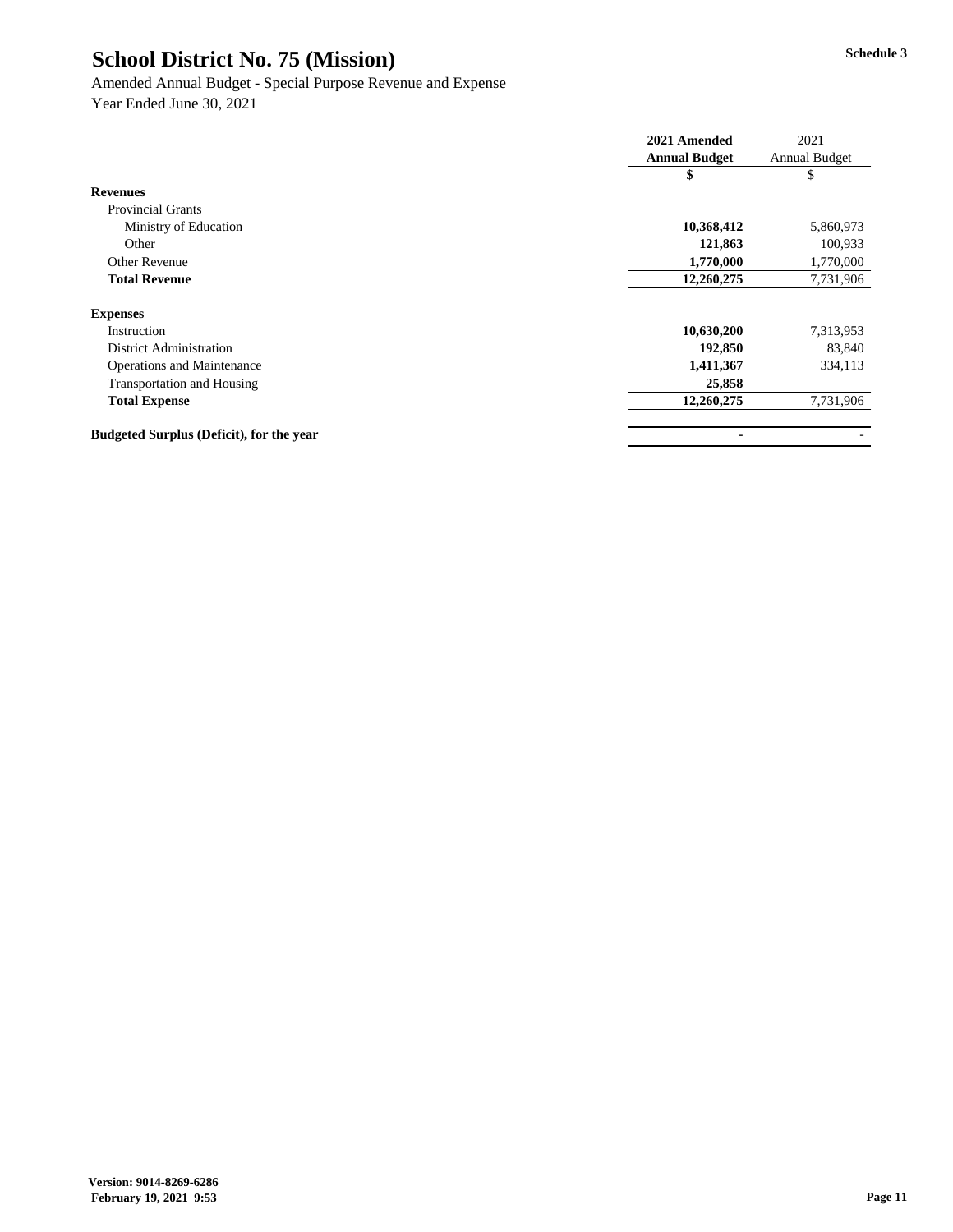# School District No. 75 (Mission)

Schedule 3

Amended Annual Budget - Special Purpose Revenue and Expense
Year Ended June 30, 2021

| | **2021 Amended Annual Budget** | 2021 Annual Budget |
|---|---|---|
| | **$** | $ |
| **Revenues** | | |
| Provincial Grants | | |
| Ministry of Education | **10,368,412** | 5,860,973 |
| Other | **121,863** | 100,933 |
| Other Revenue | **1,770,000** | 1,770,000 |
| **Total Revenue** | **12,260,275** | 7,731,906 |
| | | |
| **Expenses** | | |
| Instruction | **10,630,200** | 7,313,953 |
| District Administration | **192,850** | 83,840 |
| Operations and Maintenance | **1,411,367** | 334,113 |
| Transportation and Housing | **25,858** | |
| **Total Expense** | **12,260,275** | 7,731,906 |
| | | |
| **Budgeted Surplus (Deficit), for the year** | **-** | - |

**Version: 9014-8269-6286**
**February 19, 2021 9:53**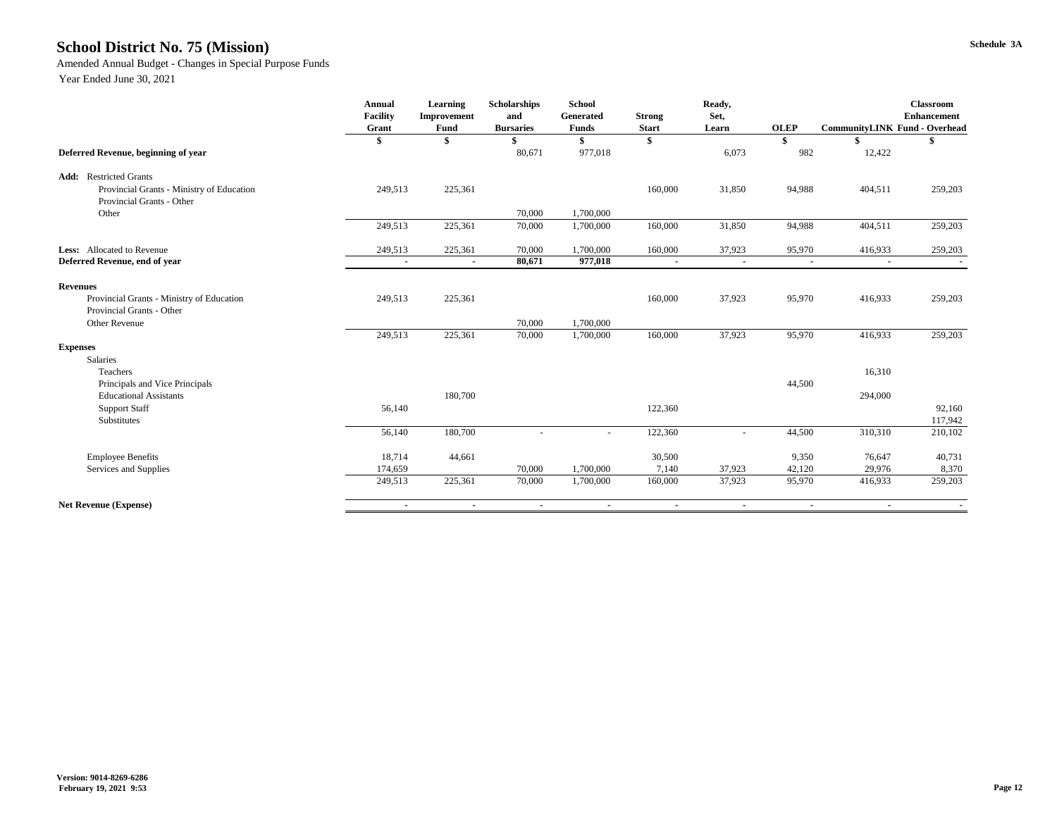# School District No. 75 (Mission)

Schedule 3A

Amended Annual Budget - Changes in Special Purpose Funds

Year Ended June 30, 2021

| | Annual Facility Grant | Learning Improvement Fund | Scholarships and Bursaries | School Generated Funds | Strong Start | Ready, Set, Learn | OLEP | CommunityLINK | Classroom Enhancement Fund - Overhead |
|---|---|---|---|---|---|---|---|---|---|
| | $ | $ | $ | $ | $ | | $ | $ | $ |
| **Deferred Revenue, beginning of year** | | | 80,671 | 977,018 | | 6,073 | 982 | 12,422 | |
| **Add:** Restricted Grants | | | | | | | | | |
| Provincial Grants - Ministry of Education | 249,513 | 225,361 | | | 160,000 | 31,850 | 94,988 | 404,511 | 259,203 |
| Provincial Grants - Other | | | | | | | | | |
| Other | | | 70,000 | 1,700,000 | | | | | |
| | 249,513 | 225,361 | 70,000 | 1,700,000 | 160,000 | 31,850 | 94,988 | 404,511 | 259,203 |
| **Less:** Allocated to Revenue | 249,513 | 225,361 | 70,000 | 1,700,000 | 160,000 | 37,923 | 95,970 | 416,933 | 259,203 |
| **Deferred Revenue, end of year** | - | - | **80,671** | **977,018** | - | - | - | - | - |
| **Revenues** | | | | | | | | | |
| Provincial Grants - Ministry of Education | 249,513 | 225,361 | | | 160,000 | 37,923 | 95,970 | 416,933 | 259,203 |
| Provincial Grants - Other | | | | | | | | | |
| Other Revenue | | | 70,000 | 1,700,000 | | | | | |
| | 249,513 | 225,361 | 70,000 | 1,700,000 | 160,000 | 37,923 | 95,970 | 416,933 | 259,203 |
| **Expenses** | | | | | | | | | |
| Salaries | | | | | | | | | |
| Teachers | | | | | | | | 16,310 | |
| Principals and Vice Principals | | | | | | | 44,500 | | |
| Educational Assistants | | 180,700 | | | | | | 294,000 | |
| Support Staff | 56,140 | | | | 122,360 | | | | 92,160 |
| Substitutes | | | | | | | | | 117,942 |
| | 56,140 | 180,700 | - | - | 122,360 | - | 44,500 | 310,310 | 210,102 |
| Employee Benefits | 18,714 | 44,661 | | | 30,500 | | 9,350 | 76,647 | 40,731 |
| Services and Supplies | 174,659 | | 70,000 | 1,700,000 | 7,140 | 37,923 | 42,120 | 29,976 | 8,370 |
| | 249,513 | 225,361 | 70,000 | 1,700,000 | 160,000 | 37,923 | 95,970 | 416,933 | 259,203 |
| **Net Revenue (Expense)** | - | - | - | - | - | - | - | - | - |

**Version: 9014-8269-6286**
**February 19, 2021 9:53**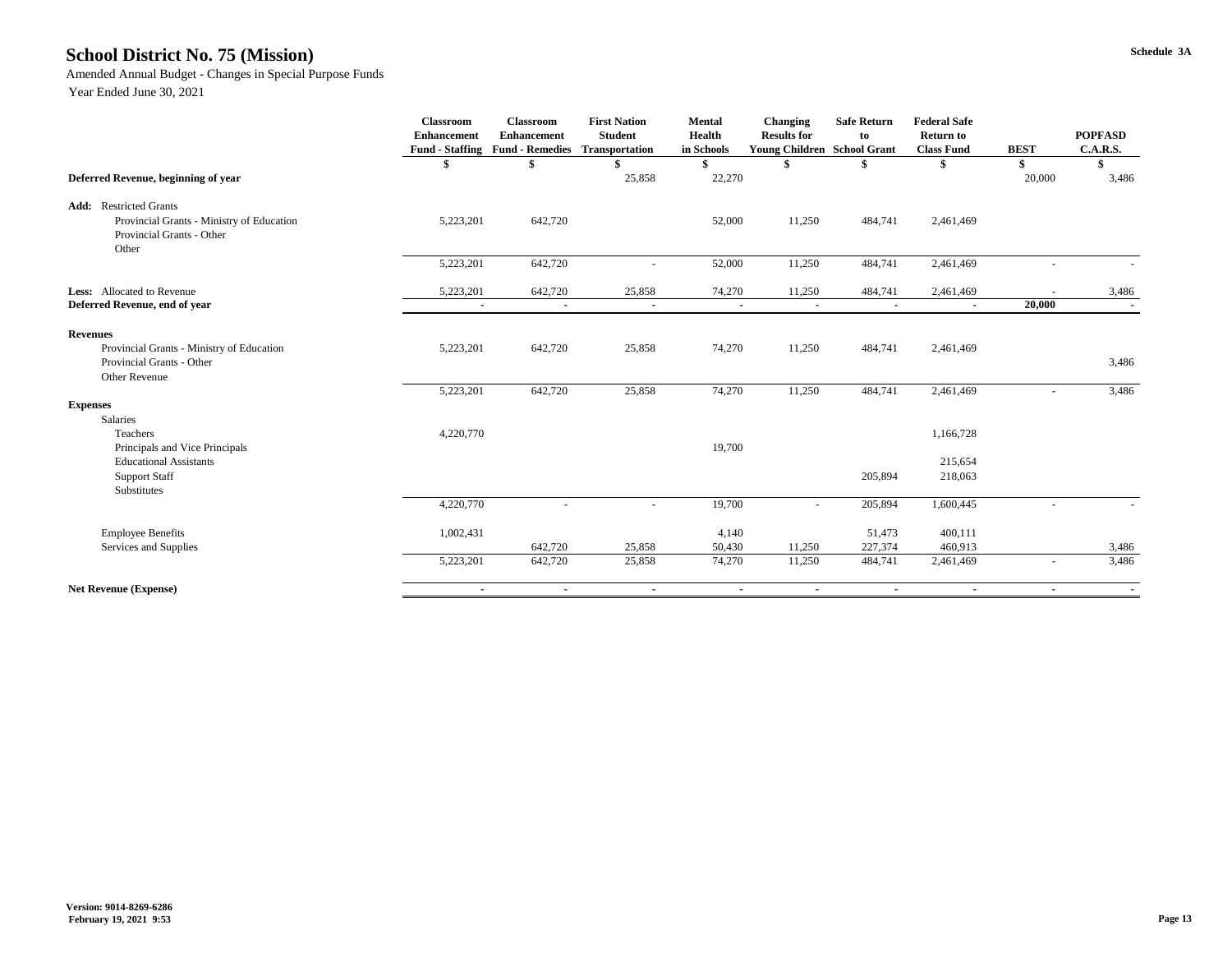# School District No. 75 (Mission)

Schedule 3A

Amended Annual Budget - Changes in Special Purpose Funds

Year Ended June 30, 2021

| | Classroom Enhancement Fund - Staffing | Classroom Enhancement Fund - Remedies | First Nation Student Transportation | Mental Health in Schools | Changing Results for Young Children | Safe Return to School Grant | Federal Safe Return to Class Fund | BEST | POPFASD C.A.R.S. |
|---|---|---|---|---|---|---|---|---|---|
| | $ | $ | $ | $ | $ | $ | $ | $ | $ |
| **Deferred Revenue, beginning of year** | | | 25,858 | 22,270 | | | | 20,000 | 3,486 |
| **Add:** Restricted Grants | | | | | | | | | |
| Provincial Grants - Ministry of Education | 5,223,201 | 642,720 | | 52,000 | 11,250 | 484,741 | 2,461,469 | | |
| Provincial Grants - Other | | | | | | | | | |
| Other | | | | | | | | | |
| | 5,223,201 | 642,720 | - | 52,000 | 11,250 | 484,741 | 2,461,469 | - | - |
| **Less:** Allocated to Revenue | 5,223,201 | 642,720 | 25,858 | 74,270 | 11,250 | 484,741 | 2,461,469 | - | 3,486 |
| **Deferred Revenue, end of year** | - | - | - | - | - | - | - | **20,000** | - |
| **Revenues** | | | | | | | | | |
| Provincial Grants - Ministry of Education | 5,223,201 | 642,720 | 25,858 | 74,270 | 11,250 | 484,741 | 2,461,469 | | |
| Provincial Grants - Other | | | | | | | | | 3,486 |
| Other Revenue | | | | | | | | | |
| | 5,223,201 | 642,720 | 25,858 | 74,270 | 11,250 | 484,741 | 2,461,469 | - | 3,486 |
| **Expenses** | | | | | | | | | |
| Salaries | | | | | | | | | |
| Teachers | 4,220,770 | | | | | | 1,166,728 | | |
| Principals and Vice Principals | | | | 19,700 | | | | | |
| Educational Assistants | | | | | | | 215,654 | | |
| Support Staff | | | | | | 205,894 | 218,063 | | |
| Substitutes | | | | | | | | | |
| | 4,220,770 | - | - | 19,700 | - | 205,894 | 1,600,445 | - | - |
| Employee Benefits | 1,002,431 | | | 4,140 | | 51,473 | 400,111 | | |
| Services and Supplies | | 642,720 | 25,858 | 50,430 | 11,250 | 227,374 | 460,913 | | 3,486 |
| | 5,223,201 | 642,720 | 25,858 | 74,270 | 11,250 | 484,741 | 2,461,469 | - | 3,486 |
| **Net Revenue (Expense)** | - | - | - | - | - | - | - | - | - |

Version: 9014-8269-6286
February 19, 2021 9:53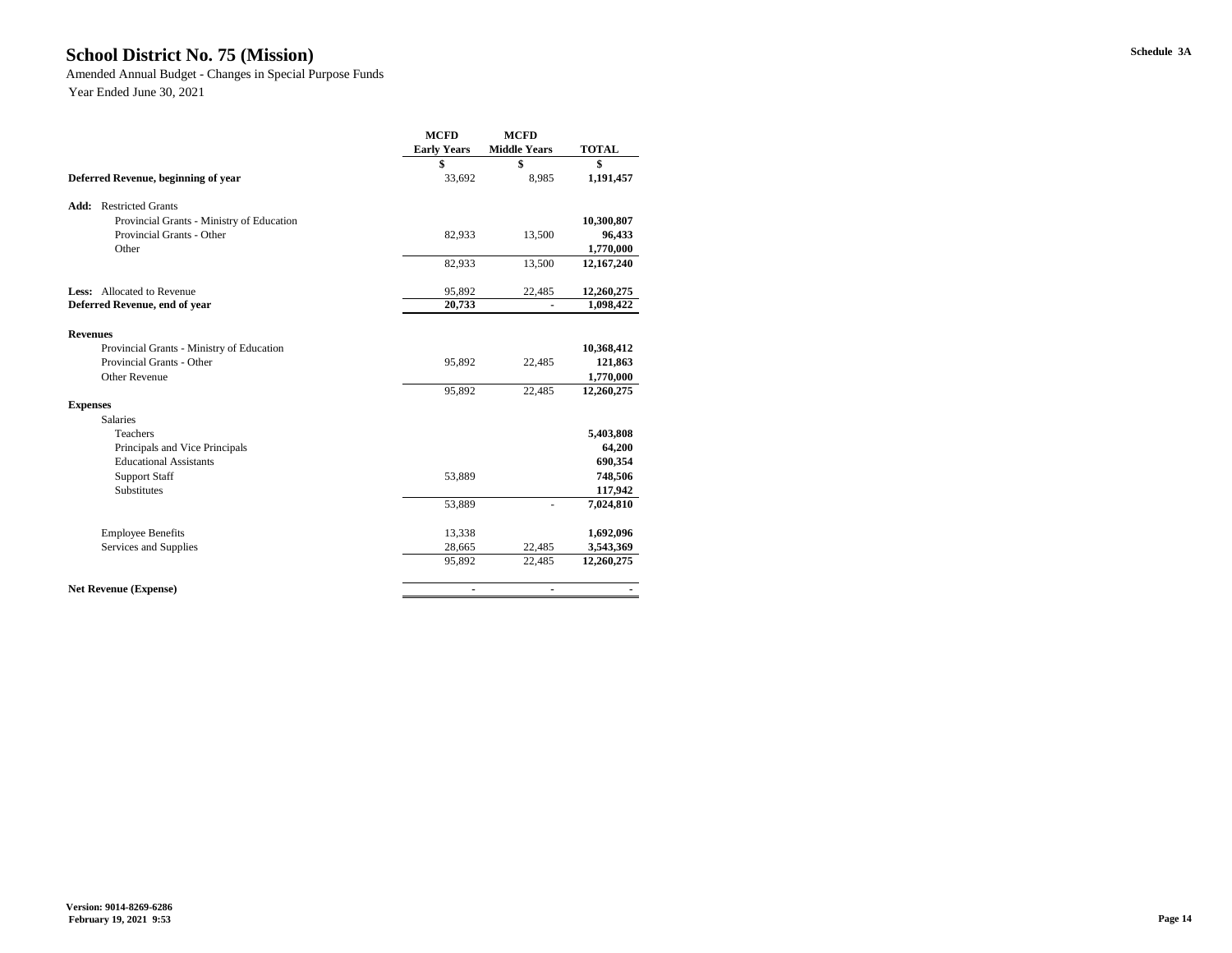# School District No. 75 (Mission)

Schedule 3A

Amended Annual Budget - Changes in Special Purpose Funds

Year Ended June 30, 2021

| | MCFD Early Years | MCFD Middle Years | TOTAL |
|---|---|---|---|
| | $ | $ | $ |
| **Deferred Revenue, beginning of year** | 33,692 | 8,985 | **1,191,457** |
| | | | |
| **Add:** Restricted Grants | | | |
| Provincial Grants - Ministry of Education | | | **10,300,807** |
| Provincial Grants - Other | 82,933 | 13,500 | **96,433** |
| Other | | | **1,770,000** |
| | 82,933 | 13,500 | **12,167,240** |
| | | | |
| **Less:** Allocated to Revenue | 95,892 | 22,485 | **12,260,275** |
| **Deferred Revenue, end of year** | **20,733** | **-** | **1,098,422** |
| | | | |
| **Revenues** | | | |
| Provincial Grants - Ministry of Education | | | **10,368,412** |
| Provincial Grants - Other | 95,892 | 22,485 | **121,863** |
| Other Revenue | | | **1,770,000** |
| | 95,892 | 22,485 | **12,260,275** |
| **Expenses** | | | |
| Salaries | | | |
| Teachers | | | **5,403,808** |
| Principals and Vice Principals | | | **64,200** |
| Educational Assistants | | | **690,354** |
| Support Staff | 53,889 | | **748,506** |
| Substitutes | | | **117,942** |
| | 53,889 | - | **7,024,810** |
| | | | |
| Employee Benefits | 13,338 | | **1,692,096** |
| Services and Supplies | 28,665 | 22,485 | **3,543,369** |
| | 95,892 | 22,485 | **12,260,275** |
| | | | |
| **Net Revenue (Expense)** | - | - | - |

**Version: 9014-8269-6286**
**February 19, 2021 9:53**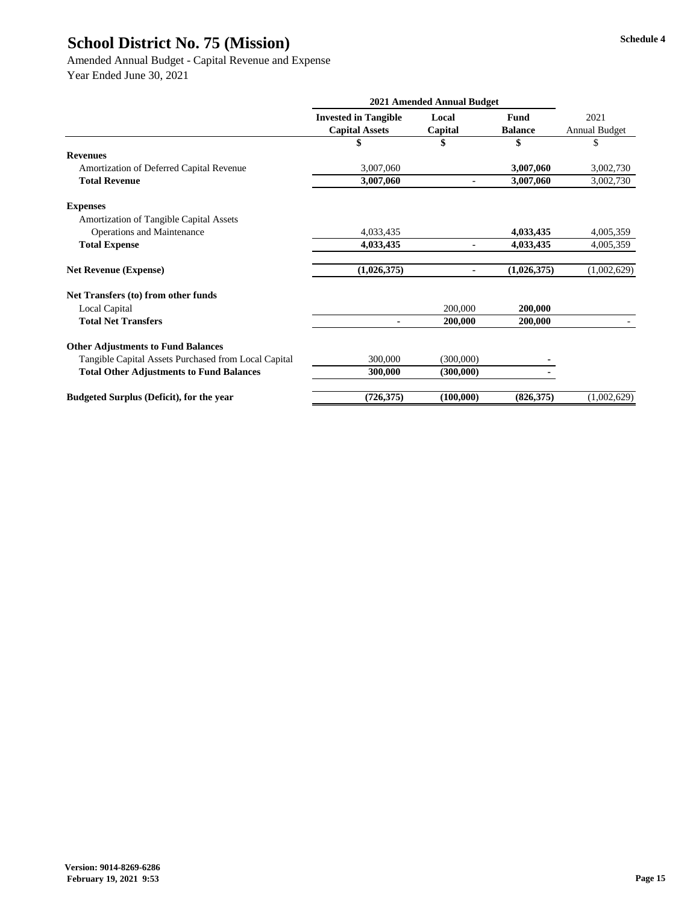# School District No. 75 (Mission)

Schedule 4

Amended Annual Budget - Capital Revenue and Expense

Year Ended June 30, 2021

| | 2021 Amended Annual Budget | | | |
|---|---|---|---|---|
| | **Invested in Tangible Capital Assets** | **Local Capital** | **Fund Balance** | 2021 Annual Budget |
| | **$** | **$** | **$** | $ |
| **Revenues** | | | | |
| Amortization of Deferred Capital Revenue | 3,007,060 | | **3,007,060** | 3,002,730 |
| **Total Revenue** | **3,007,060** | **-** | **3,007,060** | 3,002,730 |
| **Expenses** | | | | |
| Amortization of Tangible Capital Assets | | | | |
| Operations and Maintenance | 4,033,435 | | **4,033,435** | 4,005,359 |
| **Total Expense** | **4,033,435** | **-** | **4,033,435** | 4,005,359 |
| **Net Revenue (Expense)** | **(1,026,375)** | **-** | **(1,026,375)** | (1,002,629) |
| **Net Transfers (to) from other funds** | | | | |
| Local Capital | | 200,000 | **200,000** | |
| **Total Net Transfers** | **-** | **200,000** | **200,000** | - |
| **Other Adjustments to Fund Balances** | | | | |
| Tangible Capital Assets Purchased from Local Capital | 300,000 | (300,000) | - | |
| **Total Other Adjustments to Fund Balances** | **300,000** | **(300,000)** | **-** | |
| **Budgeted Surplus (Deficit), for the year** | **(726,375)** | **(100,000)** | **(826,375)** | (1,002,629) |

**Version: 9014-8269-6286**
**February 19, 2021 9:53**